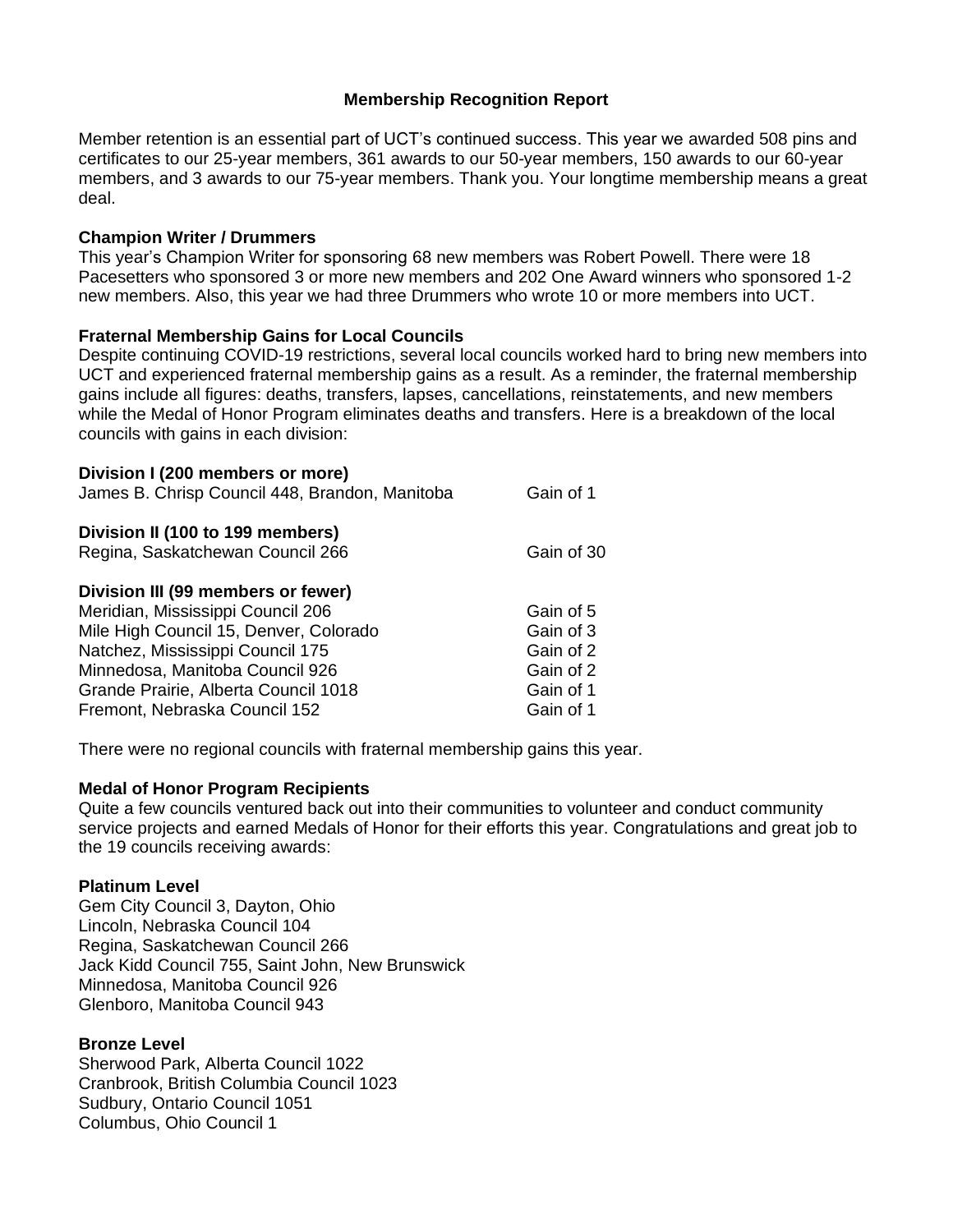# Membership Recognition Report

Member retention is an essential part of UCT's continued success. This year we awarded 508 pins and certificates to our 25-year members, 361 awards to our 50-year members, 150 awards to our 60-year members, and 3 awards to our 75-year members. Thank you. Your longtime membership means a great deal.

## Champion Writer / Drummers

This year's Champion Writer for sponsoring 68 new members was Robert Powell. There were 18 Pacesetters who sponsored 3 or more new members and 202 One Award winners who sponsored 1-2 new members. Also, this year we had three Drummers who wrote 10 or more members into UCT.

## Fraternal Membership Gains for Local Councils

Despite continuing COVID-19 restrictions, several local councils worked hard to bring new members into UCT and experienced fraternal membership gains as a result. As a reminder, the fraternal membership gains include all figures: deaths, transfers, lapses, cancellations, reinstatements, and new members while the Medal of Honor Program eliminates deaths and transfers. Here is a breakdown of the local councils with gains in each division:

**Division I (200 members or more)**

| Council | Gain |
|---|---|
| James B. Chrisp Council 448, Brandon, Manitoba | Gain of 1 |

**Division II (100 to 199 members)**

| Council | Gain |
|---|---|
| Regina, Saskatchewan Council 266 | Gain of 30 |

**Division III (99 members or fewer)**

| Council | Gain |
|---|---|
| Meridian, Mississippi Council 206 | Gain of 5 |
| Mile High Council 15, Denver, Colorado | Gain of 3 |
| Natchez, Mississippi Council 175 | Gain of 2 |
| Minnedosa, Manitoba Council 926 | Gain of 2 |
| Grande Prairie, Alberta Council 1018 | Gain of 1 |
| Fremont, Nebraska Council 152 | Gain of 1 |

There were no regional councils with fraternal membership gains this year.

## Medal of Honor Program Recipients

Quite a few councils ventured back out into their communities to volunteer and conduct community service projects and earned Medals of Honor for their efforts this year. Congratulations and great job to the 19 councils receiving awards:

### Platinum Level

Gem City Council 3, Dayton, Ohio
Lincoln, Nebraska Council 104
Regina, Saskatchewan Council 266
Jack Kidd Council 755, Saint John, New Brunswick
Minnedosa, Manitoba Council 926
Glenboro, Manitoba Council 943

### Bronze Level

Sherwood Park, Alberta Council 1022
Cranbrook, British Columbia Council 1023
Sudbury, Ontario Council 1051
Columbus, Ohio Council 1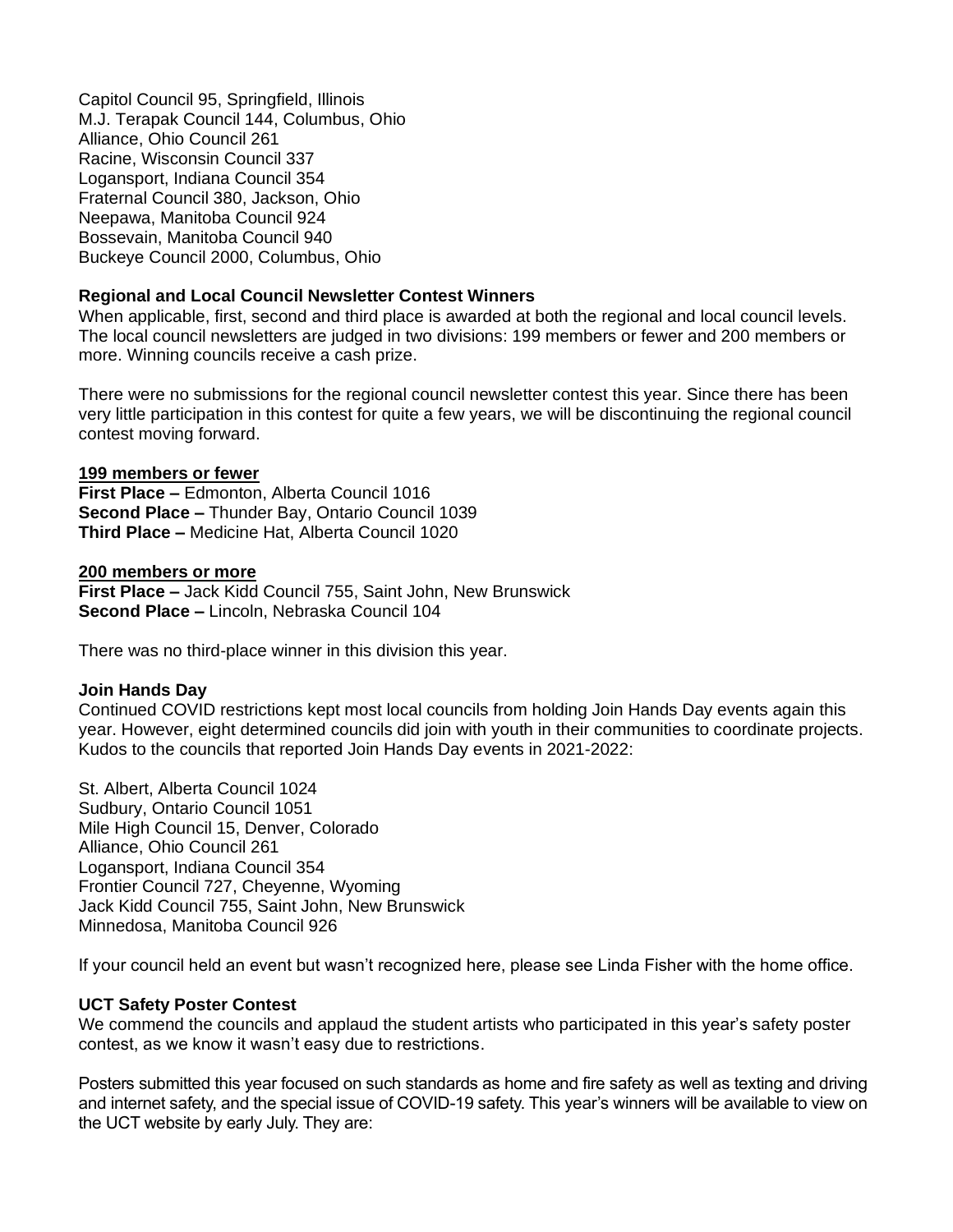Capitol Council 95, Springfield, Illinois
M.J. Terapak Council 144, Columbus, Ohio
Alliance, Ohio Council 261
Racine, Wisconsin Council 337
Logansport, Indiana Council 354
Fraternal Council 380, Jackson, Ohio
Neepawa, Manitoba Council 924
Bossevain, Manitoba Council 940
Buckeye Council 2000, Columbus, Ohio

**Regional and Local Council Newsletter Contest Winners**

When applicable, first, second and third place is awarded at both the regional and local council levels. The local council newsletters are judged in two divisions: 199 members or fewer and 200 members or more. Winning councils receive a cash prize.

There were no submissions for the regional council newsletter contest this year. Since there has been very little participation in this contest for quite a few years, we will be discontinuing the regional council contest moving forward.

**199 members or fewer**

**First Place –** Edmonton, Alberta Council 1016
**Second Place –** Thunder Bay, Ontario Council 1039
**Third Place –** Medicine Hat, Alberta Council 1020

**200 members or more**

**First Place –** Jack Kidd Council 755, Saint John, New Brunswick
**Second Place –** Lincoln, Nebraska Council 104

There was no third-place winner in this division this year.

**Join Hands Day**

Continued COVID restrictions kept most local councils from holding Join Hands Day events again this year. However, eight determined councils did join with youth in their communities to coordinate projects. Kudos to the councils that reported Join Hands Day events in 2021-2022:

St. Albert, Alberta Council 1024
Sudbury, Ontario Council 1051
Mile High Council 15, Denver, Colorado
Alliance, Ohio Council 261
Logansport, Indiana Council 354
Frontier Council 727, Cheyenne, Wyoming
Jack Kidd Council 755, Saint John, New Brunswick
Minnedosa, Manitoba Council 926

If your council held an event but wasn't recognized here, please see Linda Fisher with the home office.

**UCT Safety Poster Contest**

We commend the councils and applaud the student artists who participated in this year's safety poster contest, as we know it wasn't easy due to restrictions.

Posters submitted this year focused on such standards as home and fire safety as well as texting and driving and internet safety, and the special issue of COVID-19 safety. This year's winners will be available to view on the UCT website by early July. They are: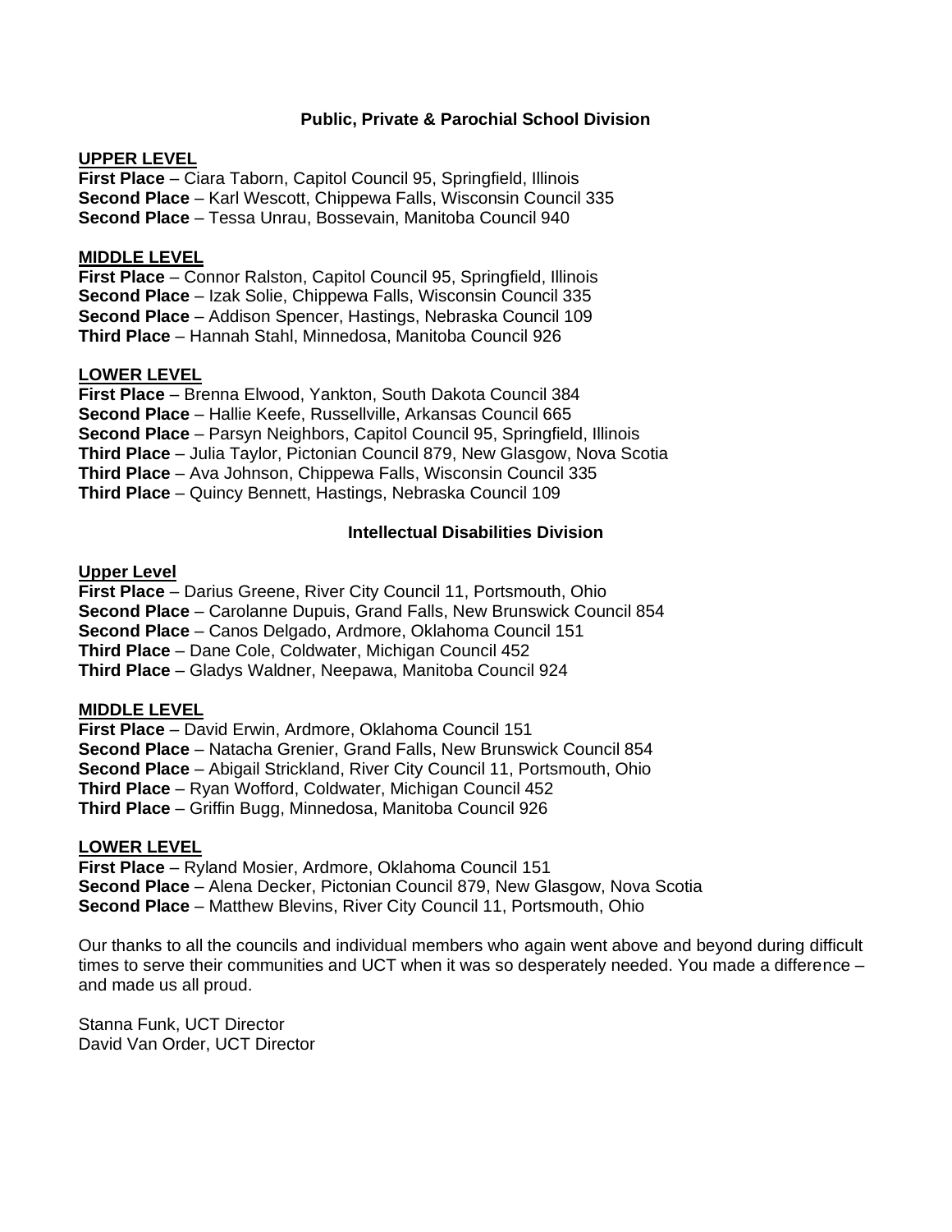## Public, Private & Parochial School Division

**UPPER LEVEL**

**First Place** – Ciara Taborn, Capitol Council 95, Springfield, Illinois
**Second Place** – Karl Wescott, Chippewa Falls, Wisconsin Council 335
**Second Place** – Tessa Unrau, Bossevain, Manitoba Council 940

**MIDDLE LEVEL**

**First Place** – Connor Ralston, Capitol Council 95, Springfield, Illinois
**Second Place** – Izak Solie, Chippewa Falls, Wisconsin Council 335
**Second Place** – Addison Spencer, Hastings, Nebraska Council 109
**Third Place** – Hannah Stahl, Minnedosa, Manitoba Council 926

**LOWER LEVEL**

**First Place** – Brenna Elwood, Yankton, South Dakota Council 384
**Second Place** – Hallie Keefe, Russellville, Arkansas Council 665
**Second Place** – Parsyn Neighbors, Capitol Council 95, Springfield, Illinois
**Third Place** – Julia Taylor, Pictonian Council 879, New Glasgow, Nova Scotia
**Third Place** – Ava Johnson, Chippewa Falls, Wisconsin Council 335
**Third Place** – Quincy Bennett, Hastings, Nebraska Council 109

## Intellectual Disabilities Division

**Upper Level**

**First Place** – Darius Greene, River City Council 11, Portsmouth, Ohio
**Second Place** – Carolanne Dupuis, Grand Falls, New Brunswick Council 854
**Second Place** – Canos Delgado, Ardmore, Oklahoma Council 151
**Third Place** – Dane Cole, Coldwater, Michigan Council 452
**Third Place** – Gladys Waldner, Neepawa, Manitoba Council 924

**MIDDLE LEVEL**

**First Place** – David Erwin, Ardmore, Oklahoma Council 151
**Second Place** – Natacha Grenier, Grand Falls, New Brunswick Council 854
**Second Place** – Abigail Strickland, River City Council 11, Portsmouth, Ohio
**Third Place** – Ryan Wofford, Coldwater, Michigan Council 452
**Third Place** – Griffin Bugg, Minnedosa, Manitoba Council 926

**LOWER LEVEL**

**First Place** – Ryland Mosier, Ardmore, Oklahoma Council 151
**Second Place** – Alena Decker, Pictonian Council 879, New Glasgow, Nova Scotia
**Second Place** – Matthew Blevins, River City Council 11, Portsmouth, Ohio

Our thanks to all the councils and individual members who again went above and beyond during difficult times to serve their communities and UCT when it was so desperately needed. You made a difference – and made us all proud.

Stanna Funk, UCT Director
David Van Order, UCT Director